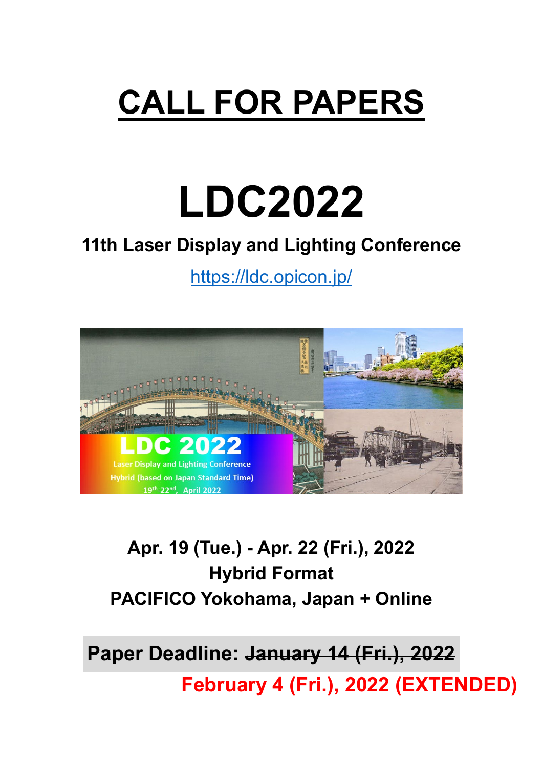# CALL FOR PAPERS

# LDC2022

## 11th Laser Display and Lighting Conference

https://ldc.opicon.jp/

**Apr. 19 (Tue.) - Apr. 22 (Fri.), 2022**
**Hybrid Format**
**PACIFICO Yokohama, Japan + Online**

**Paper Deadline: ~~January 14 (Fri.), 2022~~**
**February 4 (Fri.), 2022 (EXTENDED)**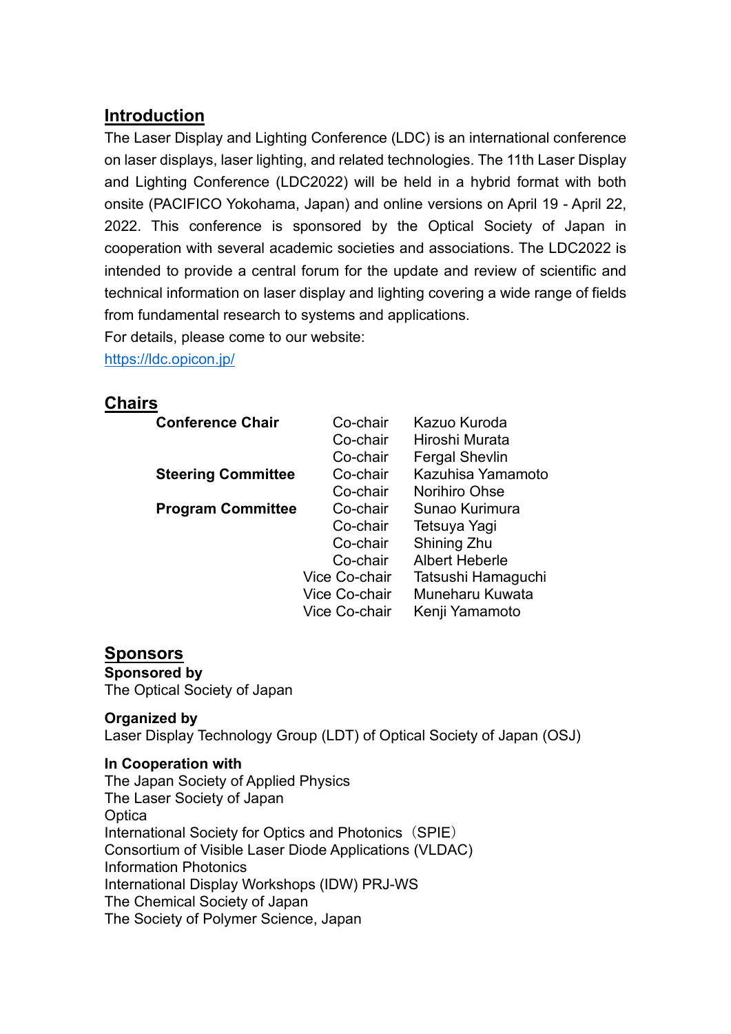## Introduction

The Laser Display and Lighting Conference (LDC) is an international conference on laser displays, laser lighting, and related technologies. The 11th Laser Display and Lighting Conference (LDC2022) will be held in a hybrid format with both onsite (PACIFICO Yokohama, Japan) and online versions on April 19 - April 22, 2022. This conference is sponsored by the Optical Society of Japan in cooperation with several academic societies and associations. The LDC2022 is intended to provide a central forum for the update and review of scientific and technical information on laser display and lighting covering a wide range of fields from fundamental research to systems and applications.

For details, please come to our website:

https://ldc.opicon.jp/

## Chairs

| | | |
|---|---|---|
| **Conference Chair** | Co-chair | Kazuo Kuroda |
| | Co-chair | Hiroshi Murata |
| | Co-chair | Fergal Shevlin |
| **Steering Committee** | Co-chair | Kazuhisa Yamamoto |
| | Co-chair | Norihiro Ohse |
| **Program Committee** | Co-chair | Sunao Kurimura |
| | Co-chair | Tetsuya Yagi |
| | Co-chair | Shining Zhu |
| | Co-chair | Albert Heberle |
| | Vice Co-chair | Tatsushi Hamaguchi |
| | Vice Co-chair | Muneharu Kuwata |
| | Vice Co-chair | Kenji Yamamoto |

## Sponsors

**Sponsored by**

The Optical Society of Japan

**Organized by**

Laser Display Technology Group (LDT) of Optical Society of Japan (OSJ)

**In Cooperation with**

The Japan Society of Applied Physics
The Laser Society of Japan
Optica
International Society for Optics and Photonics（SPIE）
Consortium of Visible Laser Diode Applications (VLDAC)
Information Photonics
International Display Workshops (IDW) PRJ-WS
The Chemical Society of Japan
The Society of Polymer Science, Japan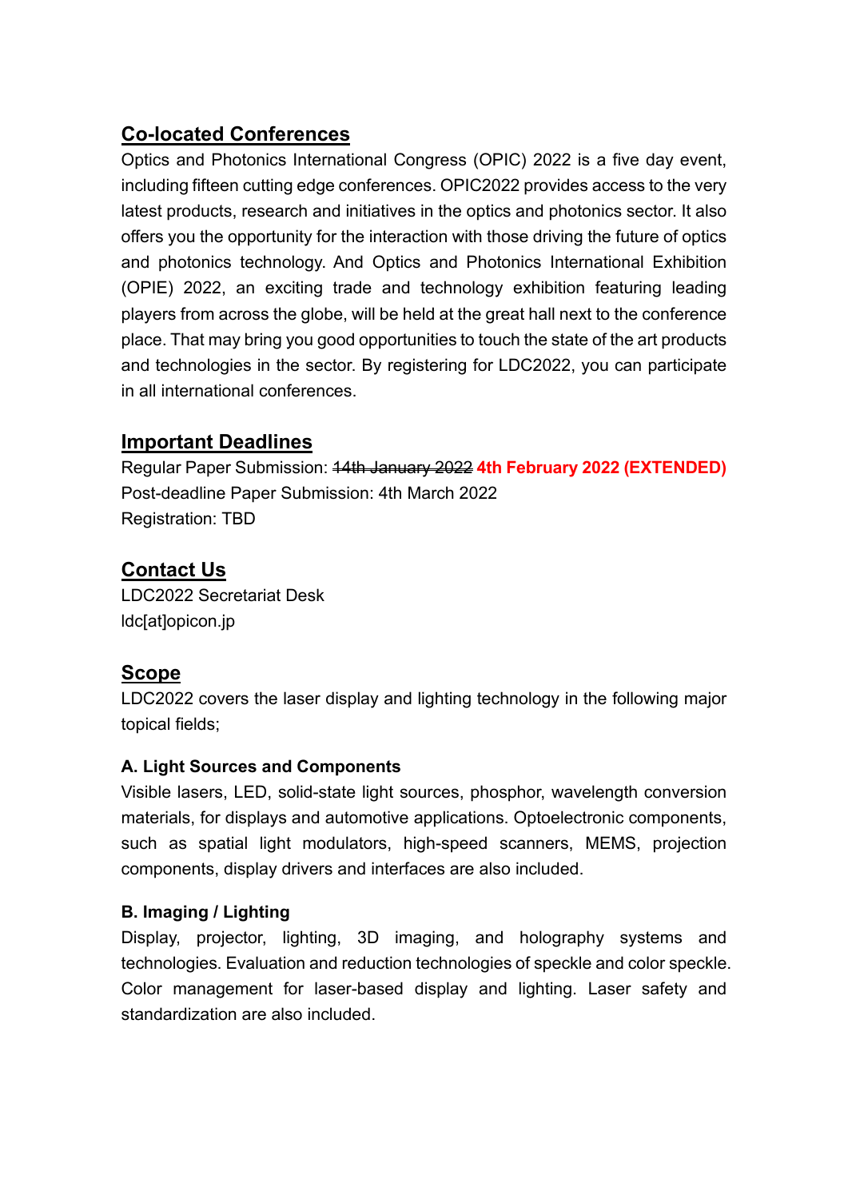## Co-located Conferences

Optics and Photonics International Congress (OPIC) 2022 is a five day event, including fifteen cutting edge conferences. OPIC2022 provides access to the very latest products, research and initiatives in the optics and photonics sector. It also offers you the opportunity for the interaction with those driving the future of optics and photonics technology. And Optics and Photonics International Exhibition (OPIE) 2022, an exciting trade and technology exhibition featuring leading players from across the globe, will be held at the great hall next to the conference place. That may bring you good opportunities to touch the state of the art products and technologies in the sector. By registering for LDC2022, you can participate in all international conferences.

## Important Deadlines

Regular Paper Submission: ~~14th January 2022~~ **4th February 2022 (EXTENDED)**
Post-deadline Paper Submission: 4th March 2022
Registration: TBD

## Contact Us

LDC2022 Secretariat Desk
ldc[at]opicon.jp

## Scope

LDC2022 covers the laser display and lighting technology in the following major topical fields;

### A. Light Sources and Components

Visible lasers, LED, solid-state light sources, phosphor, wavelength conversion materials, for displays and automotive applications. Optoelectronic components, such as spatial light modulators, high-speed scanners, MEMS, projection components, display drivers and interfaces are also included.

### B. Imaging / Lighting

Display, projector, lighting, 3D imaging, and holography systems and technologies. Evaluation and reduction technologies of speckle and color speckle. Color management for laser-based display and lighting. Laser safety and standardization are also included.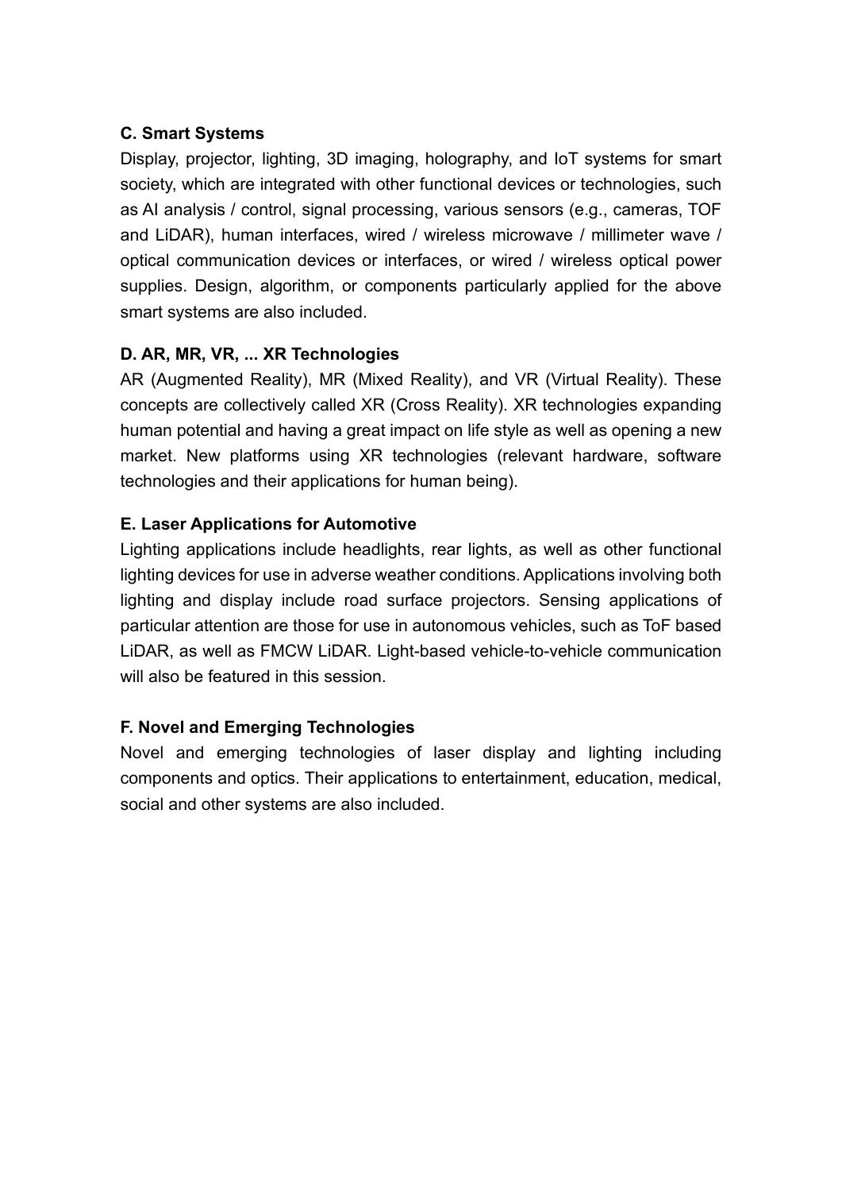**C. Smart Systems**

Display, projector, lighting, 3D imaging, holography, and IoT systems for smart society, which are integrated with other functional devices or technologies, such as AI analysis / control, signal processing, various sensors (e.g., cameras, TOF and LiDAR), human interfaces, wired / wireless microwave / millimeter wave / optical communication devices or interfaces, or wired / wireless optical power supplies. Design, algorithm, or components particularly applied for the above smart systems are also included.

**D. AR, MR, VR, ... XR Technologies**

AR (Augmented Reality), MR (Mixed Reality), and VR (Virtual Reality). These concepts are collectively called XR (Cross Reality). XR technologies expanding human potential and having a great impact on life style as well as opening a new market. New platforms using XR technologies (relevant hardware, software technologies and their applications for human being).

**E. Laser Applications for Automotive**

Lighting applications include headlights, rear lights, as well as other functional lighting devices for use in adverse weather conditions. Applications involving both lighting and display include road surface projectors. Sensing applications of particular attention are those for use in autonomous vehicles, such as ToF based LiDAR, as well as FMCW LiDAR. Light-based vehicle-to-vehicle communication will also be featured in this session.

**F. Novel and Emerging Technologies**

Novel and emerging technologies of laser display and lighting including components and optics. Their applications to entertainment, education, medical, social and other systems are also included.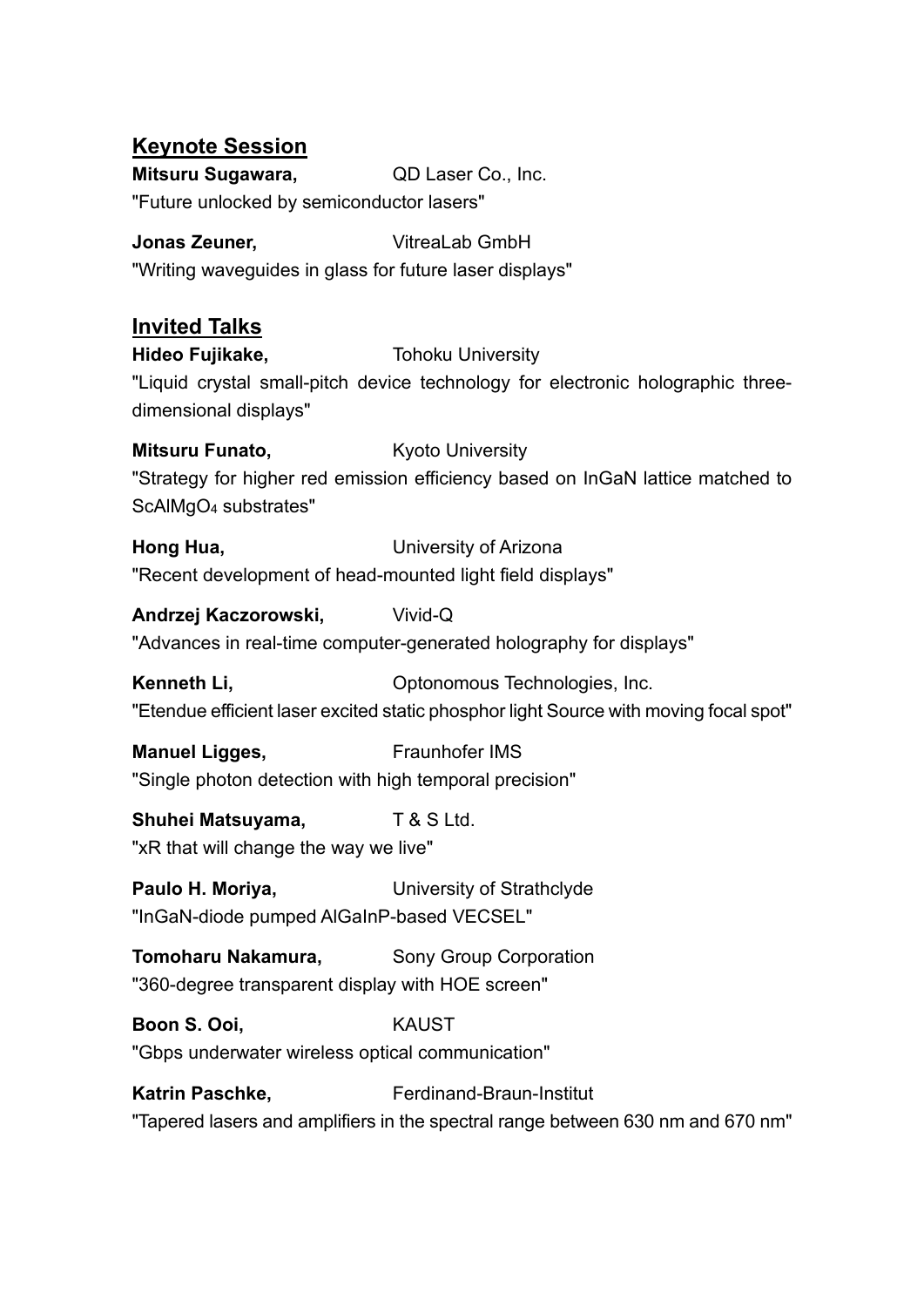## Keynote Session

**Mitsuru Sugawara,** QD Laser Co., Inc.

"Future unlocked by semiconductor lasers"

**Jonas Zeuner,** VitreaLab GmbH

"Writing waveguides in glass for future laser displays"

## Invited Talks

**Hideo Fujikake,** Tohoku University

"Liquid crystal small-pitch device technology for electronic holographic three-dimensional displays"

**Mitsuru Funato,** Kyoto University

"Strategy for higher red emission efficiency based on InGaN lattice matched to $ScAlMgO_4$ substrates"

**Hong Hua,** University of Arizona

"Recent development of head-mounted light field displays"

**Andrzej Kaczorowski,** Vivid-Q

"Advances in real-time computer-generated holography for displays"

**Kenneth Li,** Optonomous Technologies, Inc.

"Etendue efficient laser excited static phosphor light Source with moving focal spot"

**Manuel Ligges,** Fraunhofer IMS

"Single photon detection with high temporal precision"

**Shuhei Matsuyama,** T & S Ltd.

"xR that will change the way we live"

**Paulo H. Moriya,** University of Strathclyde

"InGaN-diode pumped AlGaInP-based VECSEL"

**Tomoharu Nakamura,** Sony Group Corporation

"360-degree transparent display with HOE screen"

**Boon S. Ooi,** KAUST

"Gbps underwater wireless optical communication"

**Katrin Paschke,** Ferdinand-Braun-Institut

"Tapered lasers and amplifiers in the spectral range between 630 nm and 670 nm"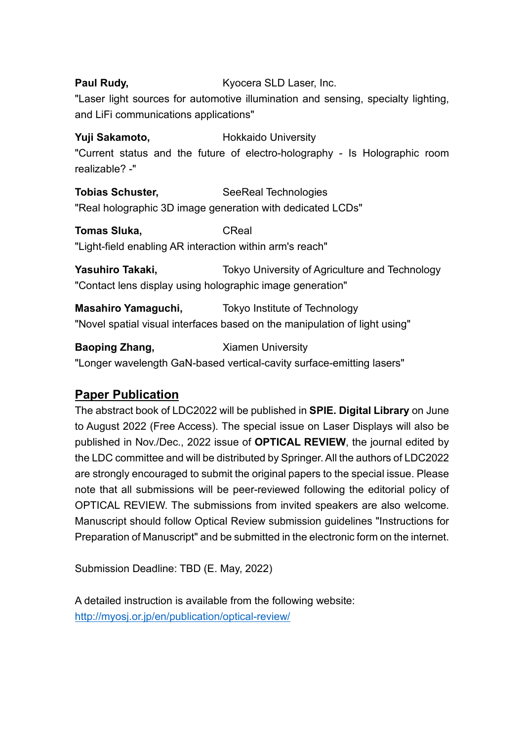**Paul Rudy,** Kyocera SLD Laser, Inc.
"Laser light sources for automotive illumination and sensing, specialty lighting, and LiFi communications applications"

**Yuji Sakamoto,** Hokkaido University
"Current status and the future of electro-holography - Is Holographic room realizable? -"

**Tobias Schuster,** SeeReal Technologies
"Real holographic 3D image generation with dedicated LCDs"

**Tomas Sluka,** CReal
"Light-field enabling AR interaction within arm's reach"

**Yasuhiro Takaki,** Tokyo University of Agriculture and Technology
"Contact lens display using holographic image generation"

**Masahiro Yamaguchi,** Tokyo Institute of Technology
"Novel spatial visual interfaces based on the manipulation of light using"

**Baoping Zhang,** Xiamen University
"Longer wavelength GaN-based vertical-cavity surface-emitting lasers"

## Paper Publication

The abstract book of LDC2022 will be published in **SPIE. Digital Library** on June to August 2022 (Free Access). The special issue on Laser Displays will also be published in Nov./Dec., 2022 issue of **OPTICAL REVIEW**, the journal edited by the LDC committee and will be distributed by Springer. All the authors of LDC2022 are strongly encouraged to submit the original papers to the special issue. Please note that all submissions will be peer-reviewed following the editorial policy of OPTICAL REVIEW. The submissions from invited speakers are also welcome. Manuscript should follow Optical Review submission guidelines "Instructions for Preparation of Manuscript" and be submitted in the electronic form on the internet.

Submission Deadline: TBD (E. May, 2022)

A detailed instruction is available from the following website:
http://myosj.or.jp/en/publication/optical-review/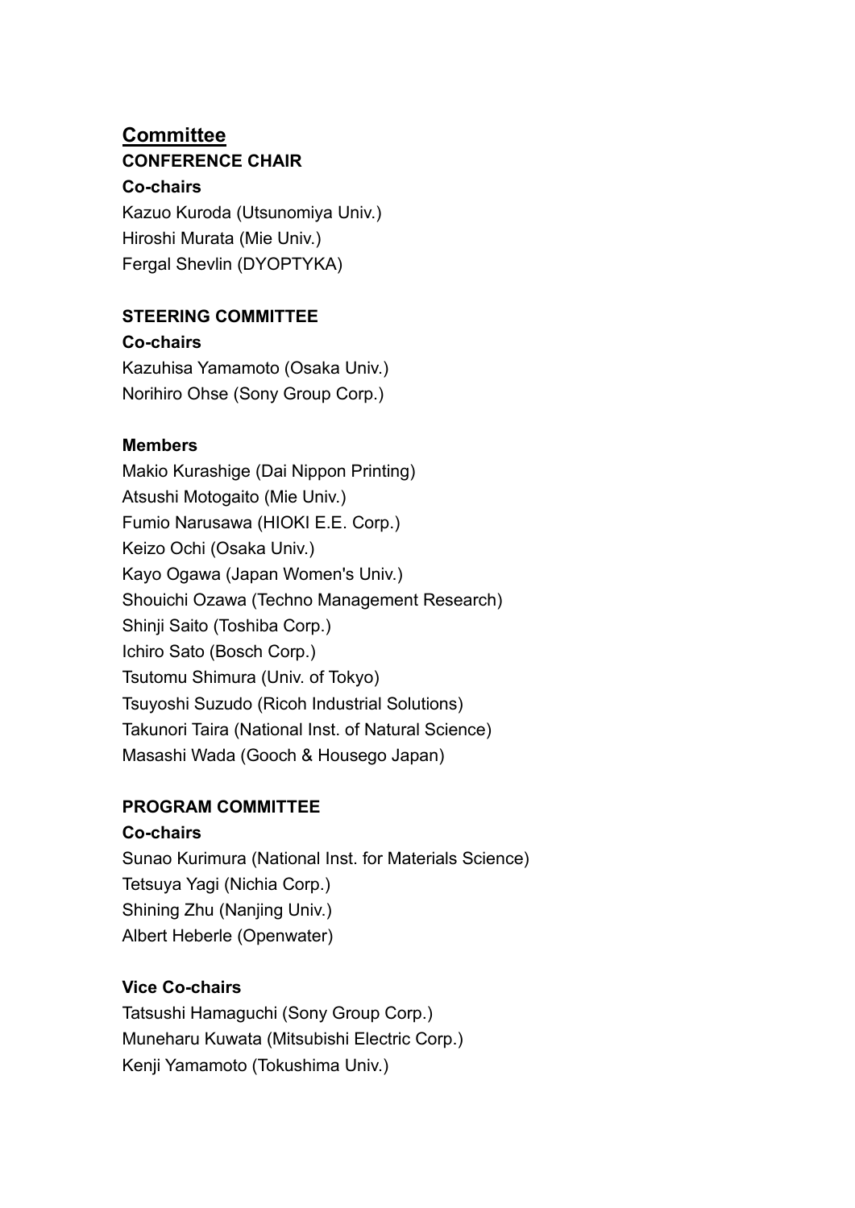## Committee

### CONFERENCE CHAIR

**Co-chairs**

Kazuo Kuroda (Utsunomiya Univ.)
Hiroshi Murata (Mie Univ.)
Fergal Shevlin (DYOPTYKA)

### STEERING COMMITTEE

**Co-chairs**

Kazuhisa Yamamoto (Osaka Univ.)
Norihiro Ohse (Sony Group Corp.)

**Members**

Makio Kurashige (Dai Nippon Printing)
Atsushi Motogaito (Mie Univ.)
Fumio Narusawa (HIOKI E.E. Corp.)
Keizo Ochi (Osaka Univ.)
Kayo Ogawa (Japan Women's Univ.)
Shouichi Ozawa (Techno Management Research)
Shinji Saito (Toshiba Corp.)
Ichiro Sato (Bosch Corp.)
Tsutomu Shimura (Univ. of Tokyo)
Tsuyoshi Suzudo (Ricoh Industrial Solutions)
Takunori Taira (National Inst. of Natural Science)
Masashi Wada (Gooch & Housego Japan)

### PROGRAM COMMITTEE

**Co-chairs**

Sunao Kurimura (National Inst. for Materials Science)
Tetsuya Yagi (Nichia Corp.)
Shining Zhu (Nanjing Univ.)
Albert Heberle (Openwater)

**Vice Co-chairs**

Tatsushi Hamaguchi (Sony Group Corp.)
Muneharu Kuwata (Mitsubishi Electric Corp.)
Kenji Yamamoto (Tokushima Univ.)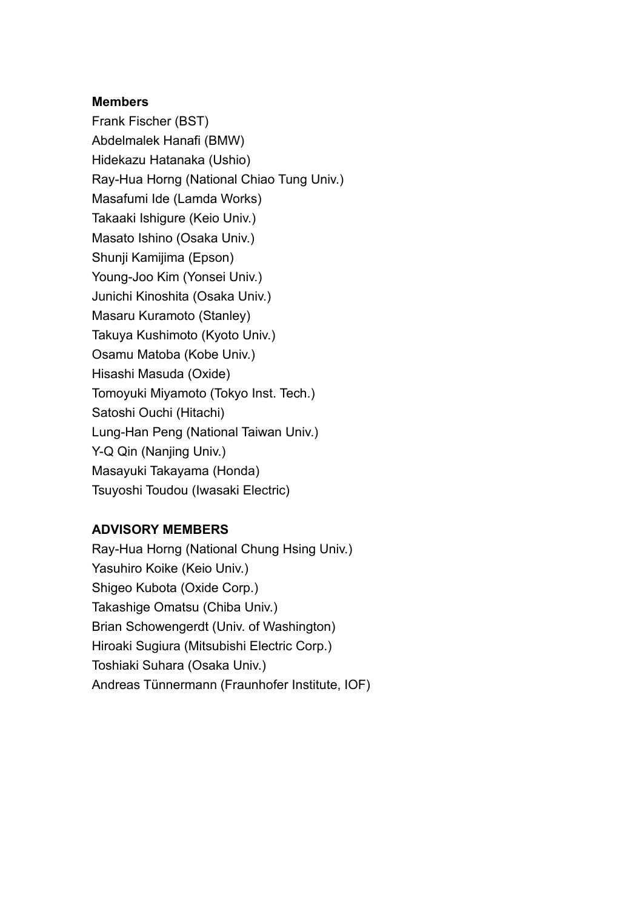**Members**

Frank Fischer (BST)  
Abdelmalek Hanafi (BMW)  
Hidekazu Hatanaka (Ushio)  
Ray-Hua Horng (National Chiao Tung Univ.)  
Masafumi Ide (Lamda Works)  
Takaaki Ishigure (Keio Univ.)  
Masato Ishino (Osaka Univ.)  
Shunji Kamijima (Epson)  
Young-Joo Kim (Yonsei Univ.)  
Junichi Kinoshita (Osaka Univ.)  
Masaru Kuramoto (Stanley)  
Takuya Kushimoto (Kyoto Univ.)  
Osamu Matoba (Kobe Univ.)  
Hisashi Masuda (Oxide)  
Tomoyuki Miyamoto (Tokyo Inst. Tech.)  
Satoshi Ouchi (Hitachi)  
Lung-Han Peng (National Taiwan Univ.)  
Y-Q Qin (Nanjing Univ.)  
Masayuki Takayama (Honda)  
Tsuyoshi Toudou (Iwasaki Electric)

**ADVISORY MEMBERS**

Ray-Hua Horng (National Chung Hsing Univ.)  
Yasuhiro Koike (Keio Univ.)  
Shigeo Kubota (Oxide Corp.)  
Takashige Omatsu (Chiba Univ.)  
Brian Schowengerdt (Univ. of Washington)  
Hiroaki Sugiura (Mitsubishi Electric Corp.)  
Toshiaki Suhara (Osaka Univ.)  
Andreas Tünnermann (Fraunhofer Institute, IOF)